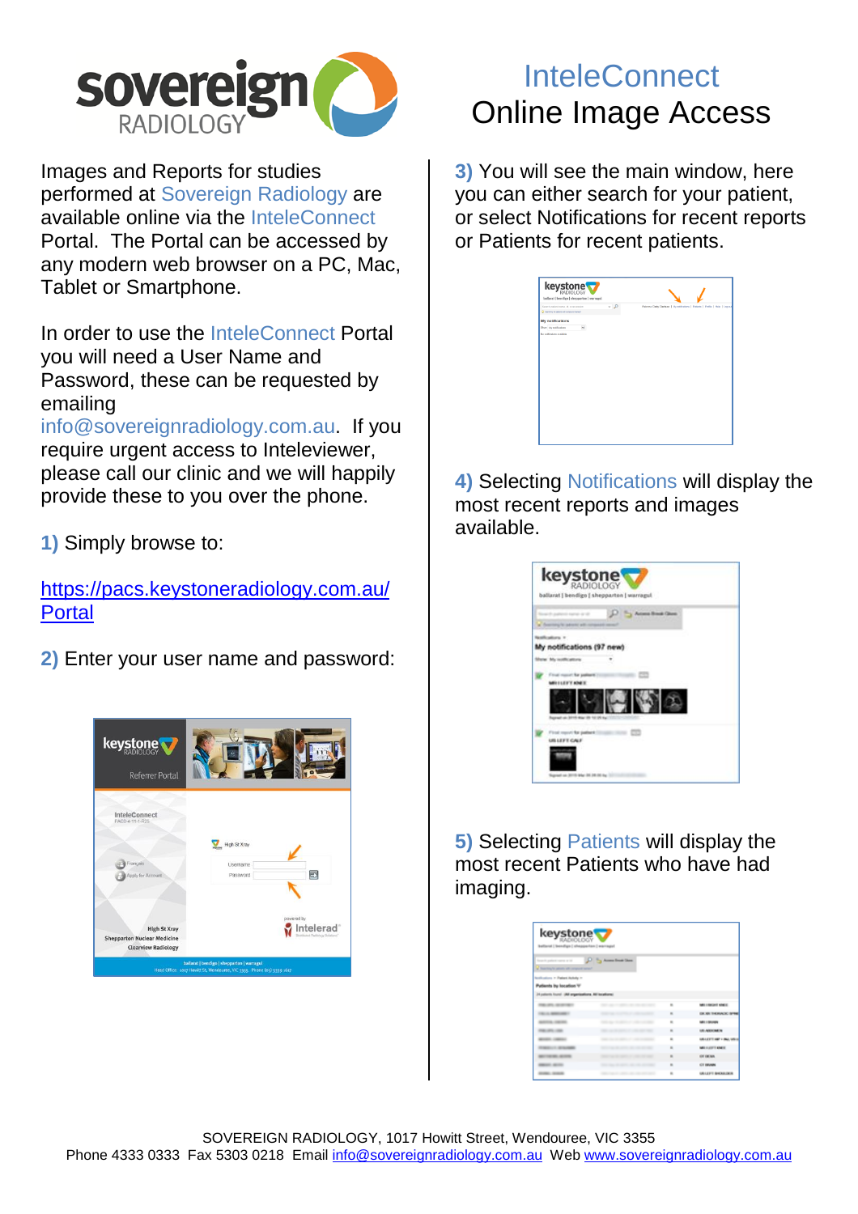# InteleConnect Online Image Access

Images and Reports for studies performed at Sovereign Radiology are available online via the InteleConnect Portal. The Portal can be accessed by any modern web browser on a PC, Mac, Tablet or Smartphone.

In order to use the InteleConnect Portal you will need a User Name and Password, these can be requested by emailing info@sovereignradiology.com.au. If you require urgent access to Inteleviewer, please call our clinic and we will happily provide these to you over the phone.

**1)** Simply browse to:

https://pacs.keystoneradiology.com.au/Portal

**2)** Enter your user name and password:

**3)** You will see the main window, here you can either search for your patient, or select Notifications for recent reports or Patients for recent patients.

**4)** Selecting Notifications will display the most recent reports and images available.

**5)** Selecting Patients will display the most recent Patients who have had imaging.

SOVEREIGN RADIOLOGY, 1017 Howitt Street, Wendouree, VIC 3355
Phone 4333 0333 Fax 5303 0218 Email info@sovereignradiology.com.au Web www.sovereignradiology.com.au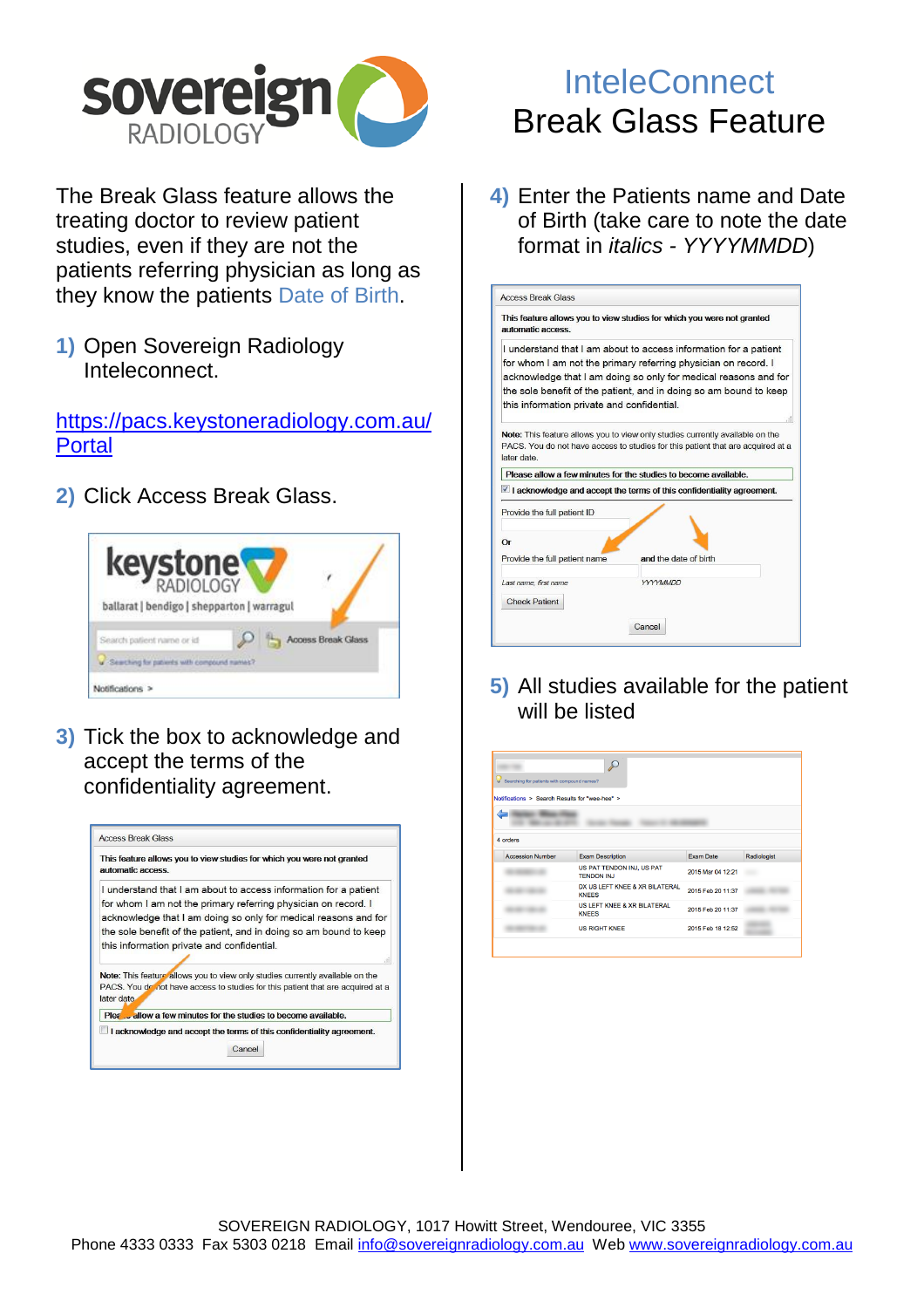# InteleConnect Break Glass Feature

The Break Glass feature allows the treating doctor to review patient studies, even if they are not the patients referring physician as long as they know the patients Date of Birth.

**1)** Open Sovereign Radiology Inteleconnect.

https://pacs.keystoneradiology.com.au/Portal

**2)** Click Access Break Glass.

**3)** Tick the box to acknowledge and accept the terms of the confidentiality agreement.

**4)** Enter the Patients name and Date of Birth (take care to note the date format in *italics* - *YYYYMMDD*)

**5)** All studies available for the patient will be listed

SOVEREIGN RADIOLOGY, 1017 Howitt Street, Wendouree, VIC 3355
Phone 4333 0333 Fax 5303 0218 Email info@sovereignradiology.com.au Web www.sovereignradiology.com.au